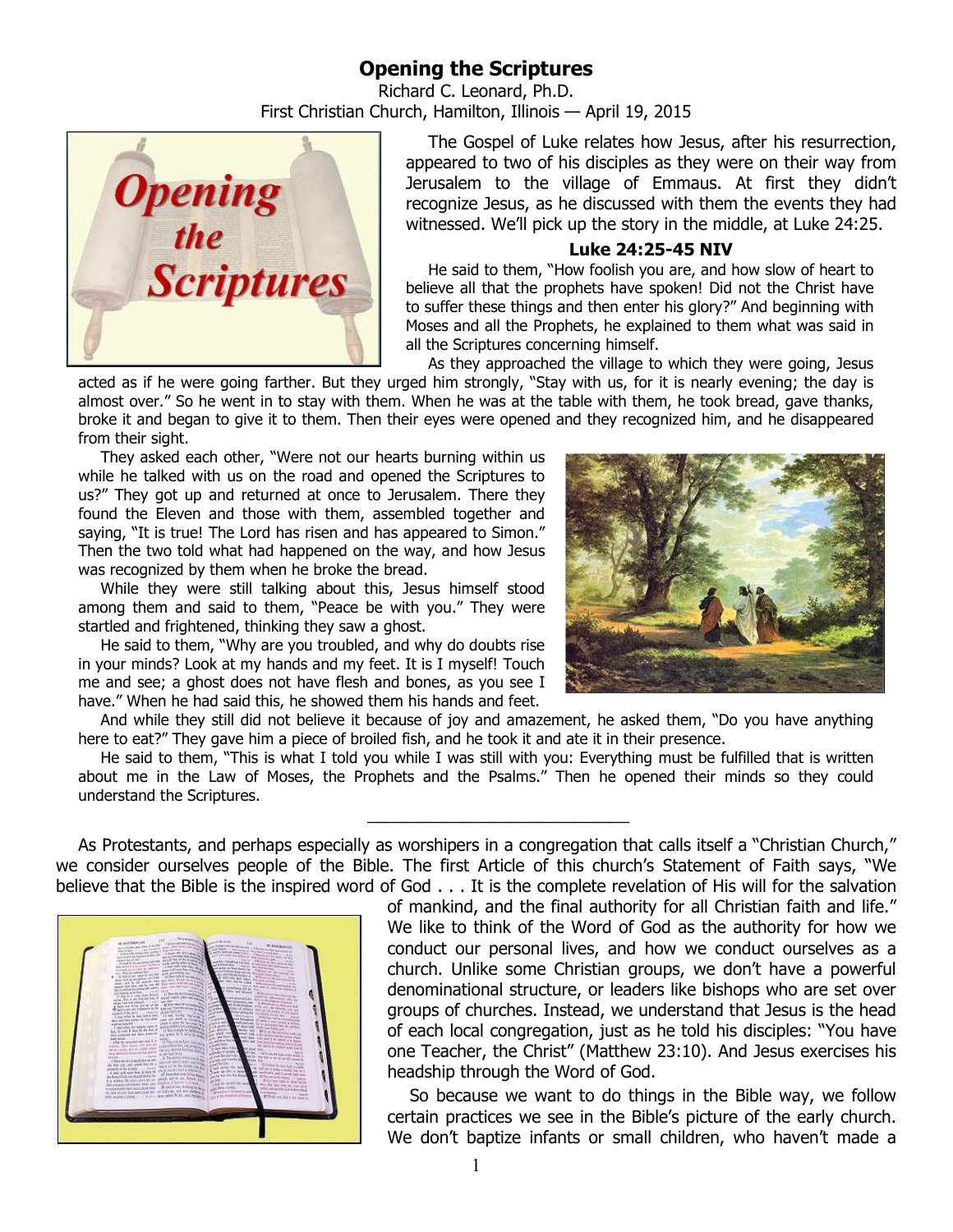# Opening the Scriptures

Richard C. Leonard, Ph.D.
First Christian Church, Hamilton, Illinois — April 19, 2015

The Gospel of Luke relates how Jesus, after his resurrection, appeared to two of his disciples as they were on their way from Jerusalem to the village of Emmaus. At first they didn't recognize Jesus, as he discussed with them the events they had witnessed. We'll pick up the story in the middle, at Luke 24:25.

**Luke 24:25-45 NIV**

He said to them, "How foolish you are, and how slow of heart to believe all that the prophets have spoken! Did not the Christ have to suffer these things and then enter his glory?" And beginning with Moses and all the Prophets, he explained to them what was said in all the Scriptures concerning himself.

As they approached the village to which they were going, Jesus acted as if he were going farther. But they urged him strongly, "Stay with us, for it is nearly evening; the day is almost over." So he went in to stay with them. When he was at the table with them, he took bread, gave thanks, broke it and began to give it to them. Then their eyes were opened and they recognized him, and he disappeared from their sight.

They asked each other, "Were not our hearts burning within us while he talked with us on the road and opened the Scriptures to us?" They got up and returned at once to Jerusalem. There they found the Eleven and those with them, assembled together and saying, "It is true! The Lord has risen and has appeared to Simon." Then the two told what had happened on the way, and how Jesus was recognized by them when he broke the bread.

While they were still talking about this, Jesus himself stood among them and said to them, "Peace be with you." They were startled and frightened, thinking they saw a ghost.

He said to them, "Why are you troubled, and why do doubts rise in your minds? Look at my hands and my feet. It is I myself! Touch me and see; a ghost does not have flesh and bones, as you see I have." When he had said this, he showed them his hands and feet.

And while they still did not believe it because of joy and amazement, he asked them, "Do you have anything here to eat?" They gave him a piece of broiled fish, and he took it and ate it in their presence.

He said to them, "This is what I told you while I was still with you: Everything must be fulfilled that is written about me in the Law of Moses, the Prophets and the Psalms." Then he opened their minds so they could understand the Scriptures.

---

As Protestants, and perhaps especially as worshipers in a congregation that calls itself a "Christian Church," we consider ourselves people of the Bible. The first Article of this church's Statement of Faith says, "We believe that the Bible is the inspired word of God . . . It is the complete revelation of His will for the salvation of mankind, and the final authority for all Christian faith and life." We like to think of the Word of God as the authority for how we conduct our personal lives, and how we conduct ourselves as a church. Unlike some Christian groups, we don't have a powerful denominational structure, or leaders like bishops who are set over groups of churches. Instead, we understand that Jesus is the head of each local congregation, just as he told his disciples: "You have one Teacher, the Christ" (Matthew 23:10). And Jesus exercises his headship through the Word of God.

So because we want to do things in the Bible way, we follow certain practices we see in the Bible's picture of the early church. We don't baptize infants or small children, who haven't made a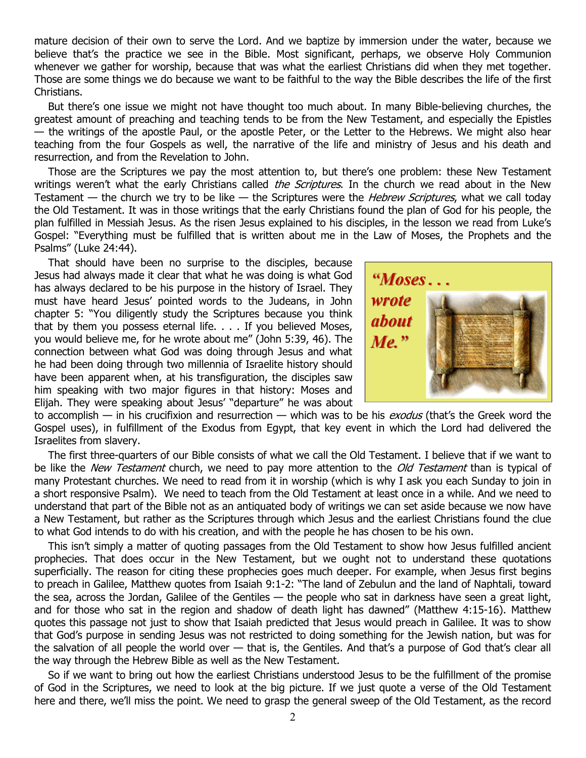mature decision of their own to serve the Lord. And we baptize by immersion under the water, because we believe that's the practice we see in the Bible. Most significant, perhaps, we observe Holy Communion whenever we gather for worship, because that was what the earliest Christians did when they met together. Those are some things we do because we want to be faithful to the way the Bible describes the life of the first Christians.

But there's one issue we might not have thought too much about. In many Bible-believing churches, the greatest amount of preaching and teaching tends to be from the New Testament, and especially the Epistles — the writings of the apostle Paul, or the apostle Peter, or the Letter to the Hebrews. We might also hear teaching from the four Gospels as well, the narrative of the life and ministry of Jesus and his death and resurrection, and from the Revelation to John.

Those are the Scriptures we pay the most attention to, but there's one problem: these New Testament writings weren't what the early Christians called *the Scriptures*. In the church we read about in the New Testament — the church we try to be like — the Scriptures were the *Hebrew Scriptures*, what we call today the Old Testament. It was in those writings that the early Christians found the plan of God for his people, the plan fulfilled in Messiah Jesus. As the risen Jesus explained to his disciples, in the lesson we read from Luke's Gospel: "Everything must be fulfilled that is written about me in the Law of Moses, the Prophets and the Psalms" (Luke 24:44).

That should have been no surprise to the disciples, because Jesus had always made it clear that what he was doing is what God has always declared to be his purpose in the history of Israel. They must have heard Jesus' pointed words to the Judeans, in John chapter 5: "You diligently study the Scriptures because you think that by them you possess eternal life. . . . If you believed Moses, you would believe me, for he wrote about me" (John 5:39, 46). The connection between what God was doing through Jesus and what he had been doing through two millennia of Israelite history should have been apparent when, at his transfiguration, the disciples saw him speaking with two major figures in that history: Moses and Elijah. They were speaking about Jesus' "departure" he was about to accomplish — in his crucifixion and resurrection — which was to be his *exodus* (that's the Greek word the Gospel uses), in fulfillment of the Exodus from Egypt, that key event in which the Lord had delivered the Israelites from slavery.

***"Moses . . . wrote about Me."***

The first three-quarters of our Bible consists of what we call the Old Testament. I believe that if we want to be like the *New Testament* church, we need to pay more attention to the *Old Testament* than is typical of many Protestant churches. We need to read from it in worship (which is why I ask you each Sunday to join in a short responsive Psalm). We need to teach from the Old Testament at least once in a while. And we need to understand that part of the Bible not as an antiquated body of writings we can set aside because we now have a New Testament, but rather as the Scriptures through which Jesus and the earliest Christians found the clue to what God intends to do with his creation, and with the people he has chosen to be his own.

This isn't simply a matter of quoting passages from the Old Testament to show how Jesus fulfilled ancient prophecies. That does occur in the New Testament, but we ought not to understand these quotations superficially. The reason for citing these prophecies goes much deeper. For example, when Jesus first begins to preach in Galilee, Matthew quotes from Isaiah 9:1-2: "The land of Zebulun and the land of Naphtali, toward the sea, across the Jordan, Galilee of the Gentiles — the people who sat in darkness have seen a great light, and for those who sat in the region and shadow of death light has dawned" (Matthew 4:15-16). Matthew quotes this passage not just to show that Isaiah predicted that Jesus would preach in Galilee. It was to show that God's purpose in sending Jesus was not restricted to doing something for the Jewish nation, but was for the salvation of all people the world over — that is, the Gentiles. And that's a purpose of God that's clear all the way through the Hebrew Bible as well as the New Testament.

So if we want to bring out how the earliest Christians understood Jesus to be the fulfillment of the promise of God in the Scriptures, we need to look at the big picture. If we just quote a verse of the Old Testament here and there, we'll miss the point. We need to grasp the general sweep of the Old Testament, as the record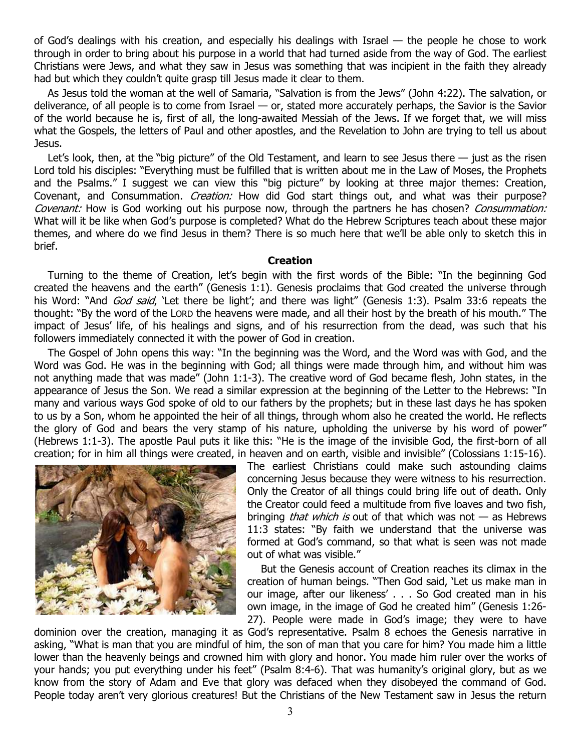of God's dealings with his creation, and especially his dealings with Israel — the people he chose to work through in order to bring about his purpose in a world that had turned aside from the way of God. The earliest Christians were Jews, and what they saw in Jesus was something that was incipient in the faith they already had but which they couldn't quite grasp till Jesus made it clear to them.

As Jesus told the woman at the well of Samaria, "Salvation is from the Jews" (John 4:22). The salvation, or deliverance, of all people is to come from Israel — or, stated more accurately perhaps, the Savior is the Savior of the world because he is, first of all, the long-awaited Messiah of the Jews. If we forget that, we will miss what the Gospels, the letters of Paul and other apostles, and the Revelation to John are trying to tell us about Jesus.

Let's look, then, at the "big picture" of the Old Testament, and learn to see Jesus there — just as the risen Lord told his disciples: "Everything must be fulfilled that is written about me in the Law of Moses, the Prophets and the Psalms." I suggest we can view this "big picture" by looking at three major themes: Creation, Covenant, and Consummation. *Creation:* How did God start things out, and what was their purpose? *Covenant:* How is God working out his purpose now, through the partners he has chosen? *Consummation:* What will it be like when God's purpose is completed? What do the Hebrew Scriptures teach about these major themes, and where do we find Jesus in them? There is so much here that we'll be able only to sketch this in brief.

**Creation**

Turning to the theme of Creation, let's begin with the first words of the Bible: "In the beginning God created the heavens and the earth" (Genesis 1:1). Genesis proclaims that God created the universe through his Word: "And *God said*, 'Let there be light'; and there was light" (Genesis 1:3). Psalm 33:6 repeats the thought: "By the word of the LORD the heavens were made, and all their host by the breath of his mouth." The impact of Jesus' life, of his healings and signs, and of his resurrection from the dead, was such that his followers immediately connected it with the power of God in creation.

The Gospel of John opens this way: "In the beginning was the Word, and the Word was with God, and the Word was God. He was in the beginning with God; all things were made through him, and without him was not anything made that was made" (John 1:1-3). The creative word of God became flesh, John states, in the appearance of Jesus the Son. We read a similar expression at the beginning of the Letter to the Hebrews: "In many and various ways God spoke of old to our fathers by the prophets; but in these last days he has spoken to us by a Son, whom he appointed the heir of all things, through whom also he created the world. He reflects the glory of God and bears the very stamp of his nature, upholding the universe by his word of power" (Hebrews 1:1-3). The apostle Paul puts it like this: "He is the image of the invisible God, the first-born of all creation; for in him all things were created, in heaven and on earth, visible and invisible" (Colossians 1:15-16). The earliest Christians could make such astounding claims concerning Jesus because they were witness to his resurrection. Only the Creator of all things could bring life out of death. Only the Creator could feed a multitude from five loaves and two fish, bringing *that which is* out of that which was not — as Hebrews 11:3 states: "By faith we understand that the universe was formed at God's command, so that what is seen was not made out of what was visible."

But the Genesis account of Creation reaches its climax in the creation of human beings. "Then God said, 'Let us make man in our image, after our likeness' . . . So God created man in his own image, in the image of God he created him" (Genesis 1:26-27). People were made in God's image; they were to have dominion over the creation, managing it as God's representative. Psalm 8 echoes the Genesis narrative in asking, "What is man that you are mindful of him, the son of man that you care for him? You made him a little lower than the heavenly beings and crowned him with glory and honor. You made him ruler over the works of your hands; you put everything under his feet" (Psalm 8:4-6). That was humanity's original glory, but as we know from the story of Adam and Eve that glory was defaced when they disobeyed the command of God. People today aren't very glorious creatures! But the Christians of the New Testament saw in Jesus the return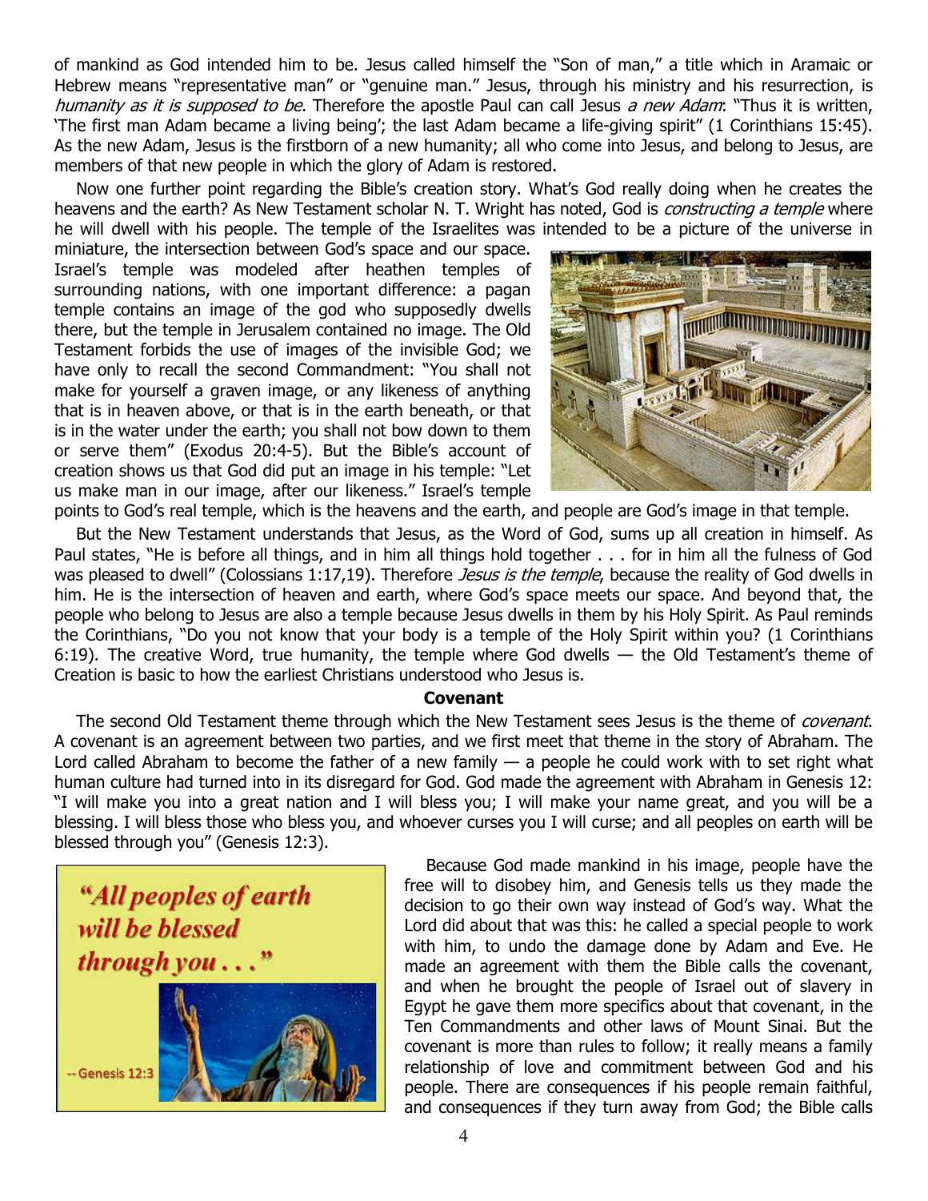of mankind as God intended him to be. Jesus called himself the "Son of man," a title which in Aramaic or Hebrew means "representative man" or "genuine man." Jesus, through his ministry and his resurrection, is *humanity as it is supposed to be.* Therefore the apostle Paul can call Jesus *a new Adam*: "Thus it is written, 'The first man Adam became a living being'; the last Adam became a life-giving spirit" (1 Corinthians 15:45). As the new Adam, Jesus is the firstborn of a new humanity; all who come into Jesus, and belong to Jesus, are members of that new people in which the glory of Adam is restored.

Now one further point regarding the Bible's creation story. What's God really doing when he creates the heavens and the earth? As New Testament scholar N. T. Wright has noted, God is *constructing a temple* where he will dwell with his people. The temple of the Israelites was intended to be a picture of the universe in miniature, the intersection between God's space and our space. Israel's temple was modeled after heathen temples of surrounding nations, with one important difference: a pagan temple contains an image of the god who supposedly dwells there, but the temple in Jerusalem contained no image. The Old Testament forbids the use of images of the invisible God; we have only to recall the second Commandment: "You shall not make for yourself a graven image, or any likeness of anything that is in heaven above, or that is in the earth beneath, or that is in the water under the earth; you shall not bow down to them or serve them" (Exodus 20:4-5). But the Bible's account of creation shows us that God did put an image in his temple: "Let us make man in our image, after our likeness." Israel's temple points to God's real temple, which is the heavens and the earth, and people are God's image in that temple.

But the New Testament understands that Jesus, as the Word of God, sums up all creation in himself. As Paul states, "He is before all things, and in him all things hold together . . . for in him all the fulness of God was pleased to dwell" (Colossians 1:17,19). Therefore *Jesus is the temple*, because the reality of God dwells in him. He is the intersection of heaven and earth, where God's space meets our space. And beyond that, the people who belong to Jesus are also a temple because Jesus dwells in them by his Holy Spirit. As Paul reminds the Corinthians, "Do you not know that your body is a temple of the Holy Spirit within you? (1 Corinthians 6:19). The creative Word, true humanity, the temple where God dwells — the Old Testament's theme of Creation is basic to how the earliest Christians understood who Jesus is.

## Covenant

The second Old Testament theme through which the New Testament sees Jesus is the theme of *covenant*. A covenant is an agreement between two parties, and we first meet that theme in the story of Abraham. The Lord called Abraham to become the father of a new family — a people he could work with to set right what human culture had turned into in its disregard for God. God made the agreement with Abraham in Genesis 12: "I will make you into a great nation and I will bless you; I will make your name great, and you will be a blessing. I will bless those who bless you, and whoever curses you I will curse; and all peoples on earth will be blessed through you" (Genesis 12:3).

"*All peoples of earth will be blessed through you . . .*"

-- Genesis 12:3

Because God made mankind in his image, people have the free will to disobey him, and Genesis tells us they made the decision to go their own way instead of God's way. What the Lord did about that was this: he called a special people to work with him, to undo the damage done by Adam and Eve. He made an agreement with them the Bible calls the covenant, and when he brought the people of Israel out of slavery in Egypt he gave them more specifics about that covenant, in the Ten Commandments and other laws of Mount Sinai. But the covenant is more than rules to follow; it really means a family relationship of love and commitment between God and his people. There are consequences if his people remain faithful, and consequences if they turn away from God; the Bible calls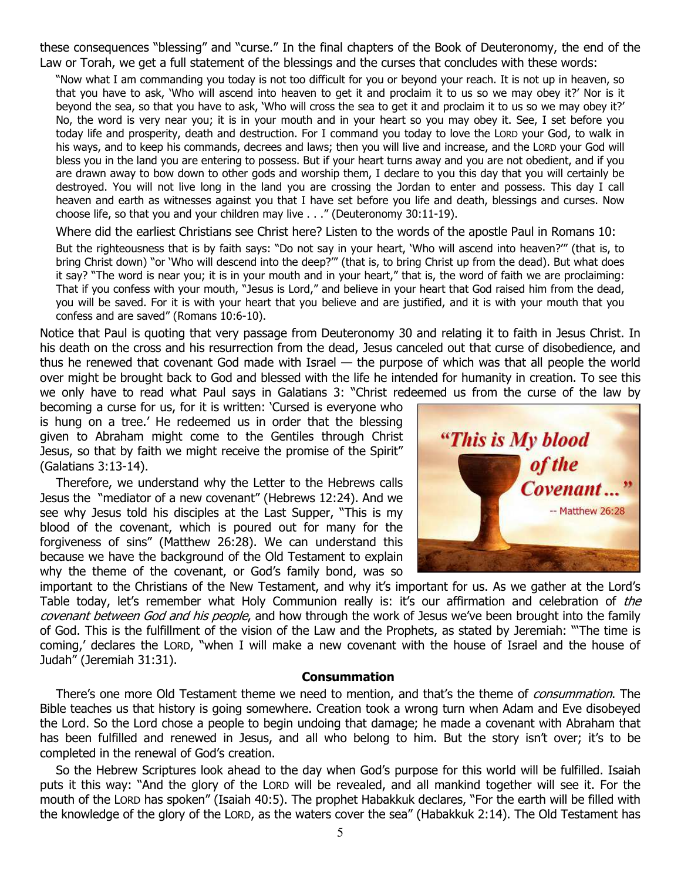these consequences "blessing" and "curse." In the final chapters of the Book of Deuteronomy, the end of the Law or Torah, we get a full statement of the blessings and the curses that concludes with these words:

> "Now what I am commanding you today is not too difficult for you or beyond your reach. It is not up in heaven, so that you have to ask, 'Who will ascend into heaven to get it and proclaim it to us so we may obey it?' Nor is it beyond the sea, so that you have to ask, 'Who will cross the sea to get it and proclaim it to us so we may obey it?' No, the word is very near you; it is in your mouth and in your heart so you may obey it. See, I set before you today life and prosperity, death and destruction. For I command you today to love the LORD your God, to walk in his ways, and to keep his commands, decrees and laws; then you will live and increase, and the LORD your God will bless you in the land you are entering to possess. But if your heart turns away and you are not obedient, and if you are drawn away to bow down to other gods and worship them, I declare to you this day that you will certainly be destroyed. You will not live long in the land you are crossing the Jordan to enter and possess. This day I call heaven and earth as witnesses against you that I have set before you life and death, blessings and curses. Now choose life, so that you and your children may live . . ." (Deuteronomy 30:11-19).

Where did the earliest Christians see Christ here? Listen to the words of the apostle Paul in Romans 10:

> But the righteousness that is by faith says: "Do not say in your heart, 'Who will ascend into heaven?'" (that is, to bring Christ down) "or 'Who will descend into the deep?'" (that is, to bring Christ up from the dead). But what does it say? "The word is near you; it is in your mouth and in your heart," that is, the word of faith we are proclaiming: That if you confess with your mouth, "Jesus is Lord," and believe in your heart that God raised him from the dead, you will be saved. For it is with your heart that you believe and are justified, and it is with your mouth that you confess and are saved" (Romans 10:6-10).

Notice that Paul is quoting that very passage from Deuteronomy 30 and relating it to faith in Jesus Christ. In his death on the cross and his resurrection from the dead, Jesus canceled out that curse of disobedience, and thus he renewed that covenant God made with Israel — the purpose of which was that all people the world over might be brought back to God and blessed with the life he intended for humanity in creation. To see this we only have to read what Paul says in Galatians 3: "Christ redeemed us from the curse of the law by becoming a curse for us, for it is written: 'Cursed is everyone who is hung on a tree.' He redeemed us in order that the blessing given to Abraham might come to the Gentiles through Christ Jesus, so that by faith we might receive the promise of the Spirit" (Galatians 3:13-14).

Therefore, we understand why the Letter to the Hebrews calls Jesus the "mediator of a new covenant" (Hebrews 12:24). And we see why Jesus told his disciples at the Last Supper, "This is my blood of the covenant, which is poured out for many for the forgiveness of sins" (Matthew 26:28). We can understand this because we have the background of the Old Testament to explain why the theme of the covenant, or God's family bond, was so important to the Christians of the New Testament, and why it's important for us. As we gather at the Lord's Table today, let's remember what Holy Communion really is: it's our affirmation and celebration of *the covenant between God and his people*, and how through the work of Jesus we've been brought into the family of God. This is the fulfillment of the vision of the Law and the Prophets, as stated by Jeremiah: "'The time is coming,' declares the LORD, "when I will make a new covenant with the house of Israel and the house of Judah" (Jeremiah 31:31).

"This is My blood of the Covenant..." -- Matthew 26:28

### Consummation

There's one more Old Testament theme we need to mention, and that's the theme of *consummation*. The Bible teaches us that history is going somewhere. Creation took a wrong turn when Adam and Eve disobeyed the Lord. So the Lord chose a people to begin undoing that damage; he made a covenant with Abraham that has been fulfilled and renewed in Jesus, and all who belong to him. But the story isn't over; it's to be completed in the renewal of God's creation.

So the Hebrew Scriptures look ahead to the day when God's purpose for this world will be fulfilled. Isaiah puts it this way: "And the glory of the LORD will be revealed, and all mankind together will see it. For the mouth of the LORD has spoken" (Isaiah 40:5). The prophet Habakkuk declares, "For the earth will be filled with the knowledge of the glory of the LORD, as the waters cover the sea" (Habakkuk 2:14). The Old Testament has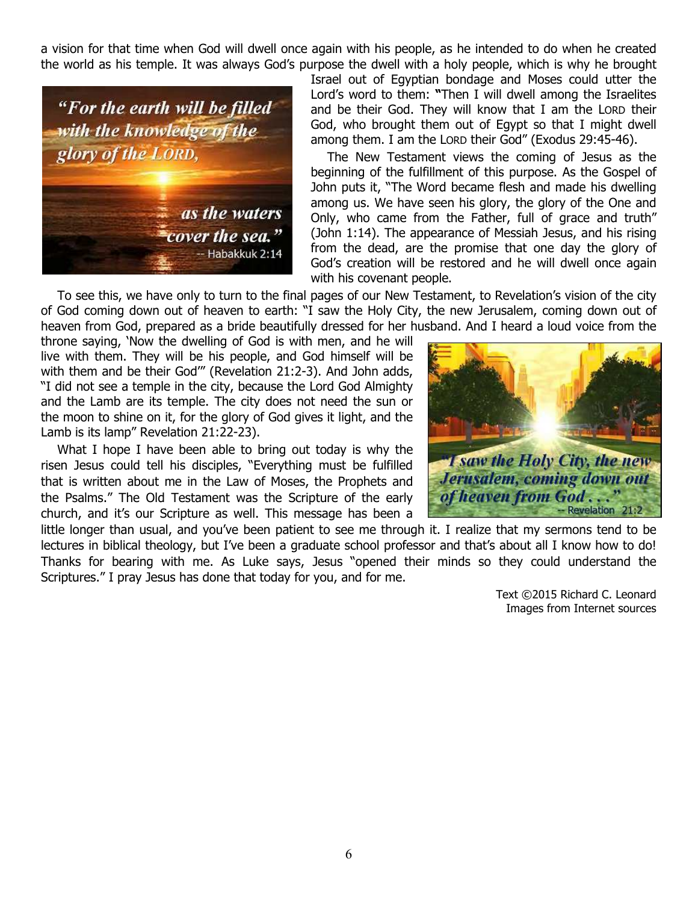a vision for that time when God will dwell once again with his people, as he intended to do when he created the world as his temple. It was always God's purpose the dwell with a holy people, which is why he brought Israel out of Egyptian bondage and Moses could utter the Lord's word to them: "Then I will dwell among the Israelites and be their God. They will know that I am the LORD their God, who brought them out of Egypt so that I might dwell among them. I am the LORD their God" (Exodus 29:45-46).

"For the earth will be filled with the knowledge of the glory of the LORD, as the waters cover the sea." -- Habakkuk 2:14

The New Testament views the coming of Jesus as the beginning of the fulfillment of this purpose. As the Gospel of John puts it, "The Word became flesh and made his dwelling among us. We have seen his glory, the glory of the One and Only, who came from the Father, full of grace and truth" (John 1:14). The appearance of Messiah Jesus, and his rising from the dead, are the promise that one day the glory of God's creation will be restored and he will dwell once again with his covenant people.

To see this, we have only to turn to the final pages of our New Testament, to Revelation's vision of the city of God coming down out of heaven to earth: "I saw the Holy City, the new Jerusalem, coming down out of heaven from God, prepared as a bride beautifully dressed for her husband. And I heard a loud voice from the throne saying, 'Now the dwelling of God is with men, and he will live with them. They will be his people, and God himself will be with them and be their God'" (Revelation 21:2-3). And John adds, "I did not see a temple in the city, because the Lord God Almighty and the Lamb are its temple. The city does not need the sun or the moon to shine on it, for the glory of God gives it light, and the Lamb is its lamp" Revelation 21:22-23).

"I saw the Holy City, the new Jerusalem, coming down out of heaven from God . . ." -- Revelation 21:2

What I hope I have been able to bring out today is why the risen Jesus could tell his disciples, "Everything must be fulfilled that is written about me in the Law of Moses, the Prophets and the Psalms." The Old Testament was the Scripture of the early church, and it's our Scripture as well. This message has been a little longer than usual, and you've been patient to see me through it. I realize that my sermons tend to be lectures in biblical theology, but I've been a graduate school professor and that's about all I know how to do! Thanks for bearing with me. As Luke says, Jesus "opened their minds so they could understand the Scriptures." I pray Jesus has done that today for you, and for me.

Text ©2015 Richard C. Leonard
Images from Internet sources